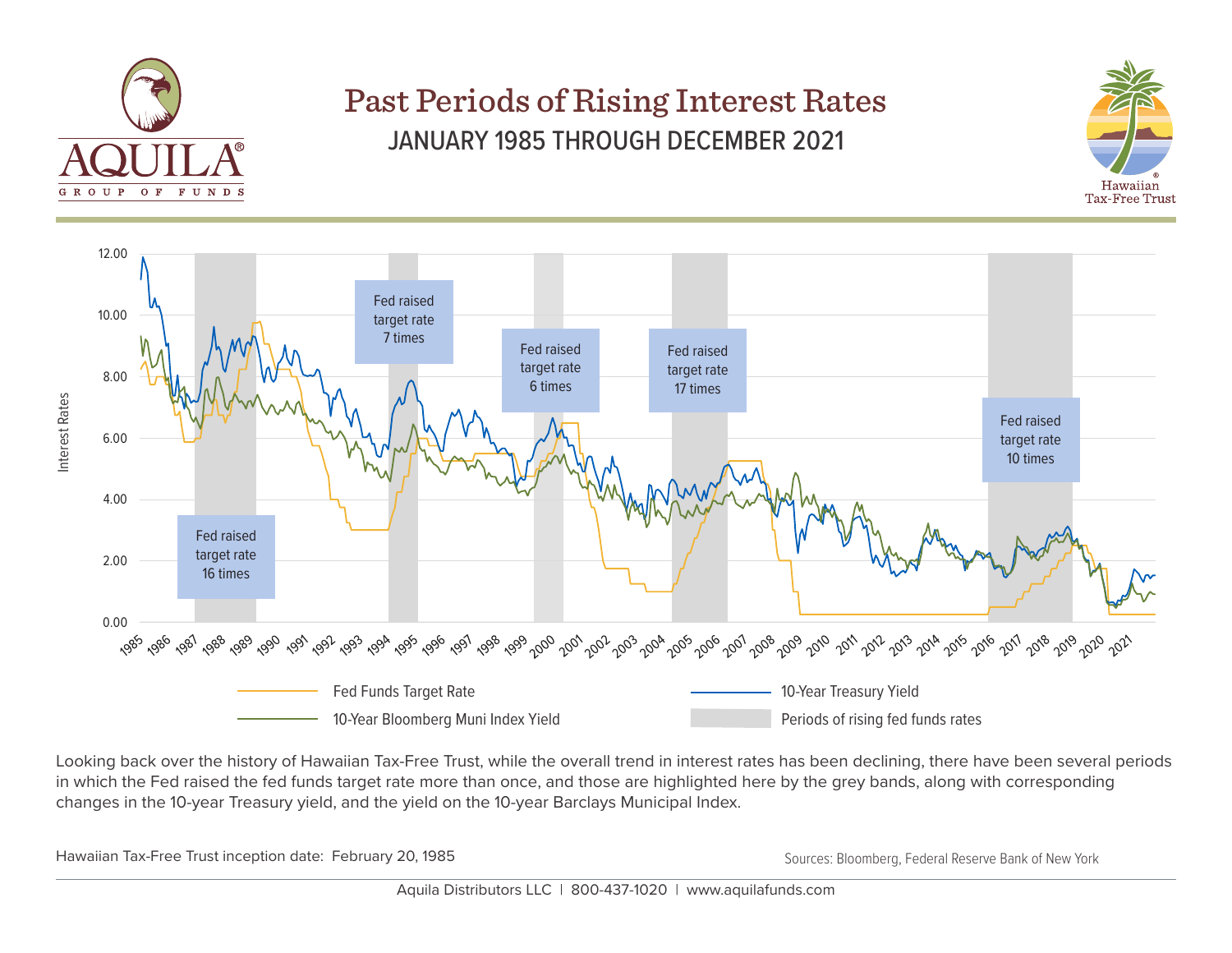AQUILA® GROUP OF FUNDS

# Past Periods of Rising Interest Rates

## JANUARY 1985 THROUGH DECEMBER 2021

Hawaiian Tax-Free Trust®

Fed raised target rate 16 times

Fed raised target rate 7 times

Fed raised target rate 6 times

Fed raised target rate 17 times

Fed raised target rate 10 times

Interest Rates

Fed Funds Target Rate

10-Year Bloomberg Muni Index Yield

10-Year Treasury Yield

Periods of rising fed funds rates

Looking back over the history of Hawaiian Tax-Free Trust, while the overall trend in interest rates has been declining, there have been several periods in which the Fed raised the fed funds target rate more than once, and those are highlighted here by the grey bands, along with corresponding changes in the 10-year Treasury yield, and the yield on the 10-year Barclays Municipal Index.

Hawaiian Tax-Free Trust inception date: February 20, 1985

Sources: Bloomberg, Federal Reserve Bank of New York

Aquila Distributors LLC | 800-437-1020 | www.aquilafunds.com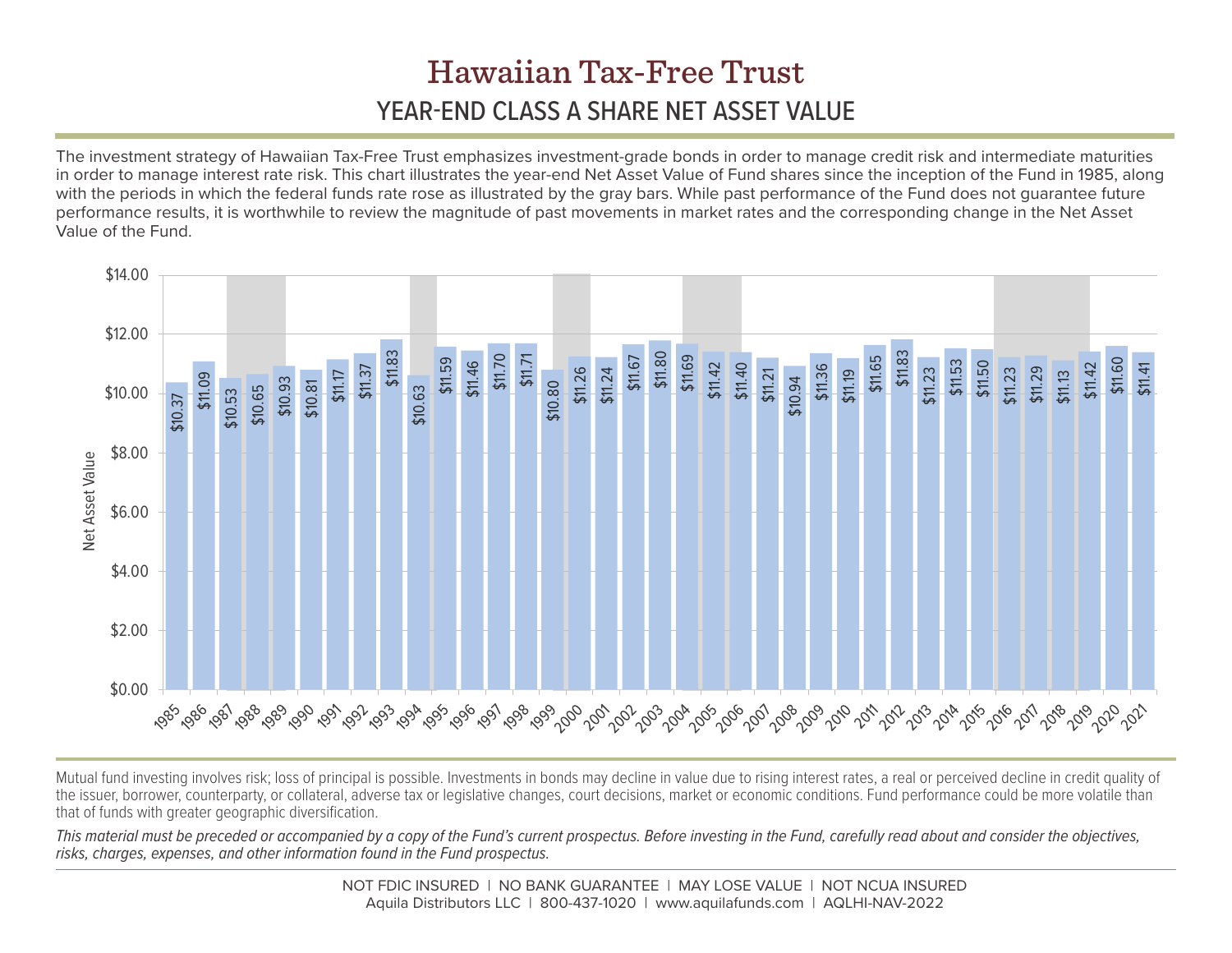# Hawaiian Tax-Free Trust

## YEAR-END CLASS A SHARE NET ASSET VALUE

The investment strategy of Hawaiian Tax-Free Trust emphasizes investment-grade bonds in order to manage credit risk and intermediate maturities in order to manage interest rate risk. This chart illustrates the year-end Net Asset Value of Fund shares since the inception of the Fund in 1985, along with the periods in which the federal funds rate rose as illustrated by the gray bars. While past performance of the Fund does not guarantee future performance results, it is worthwhile to review the magnitude of past movements in market rates and the corresponding change in the Net Asset Value of the Fund.

Net Asset Value

$14.00
$12.00
$10.00
$8.00
$6.00
$4.00
$2.00
$0.00

1985 $10.37
1986 $11.09
1987 $10.53
1988 $10.65
1989 $10.93
1990 $10.81
1991 $11.17
1992 $11.37
1993 $11.83
1994 $10.63
1995 $11.59
1996 $11.46
1997 $11.70
1998 $11.71
1999 $10.80
2000 $11.26
2001 $11.24
2002 $11.67
2003 $11.80
2004 $11.69
2005 $11.42
2006 $11.40
2007 $11.21
2008 $10.94
2009 $11.36
2010 $11.19
2011 $11.65
2012 $11.83
2013 $11.23
2014 $11.53
2015 $11.50
2016 $11.23
2017 $11.29
2018 $11.13
2019 $11.42
2020 $11.60
2021 $11.41

Mutual fund investing involves risk; loss of principal is possible. Investments in bonds may decline in value due to rising interest rates, a real or perceived decline in credit quality of the issuer, borrower, counterparty, or collateral, adverse tax or legislative changes, court decisions, market or economic conditions. Fund performance could be more volatile than that of funds with greater geographic diversification.

*This material must be preceded or accompanied by a copy of the Fund's current prospectus. Before investing in the Fund, carefully read about and consider the objectives, risks, charges, expenses, and other information found in the Fund prospectus.*

NOT FDIC INSURED | NO BANK GUARANTEE | MAY LOSE VALUE | NOT NCUA INSURED

Aquila Distributors LLC | 800-437-1020 | www.aquilafunds.com | AQLHI-NAV-2022